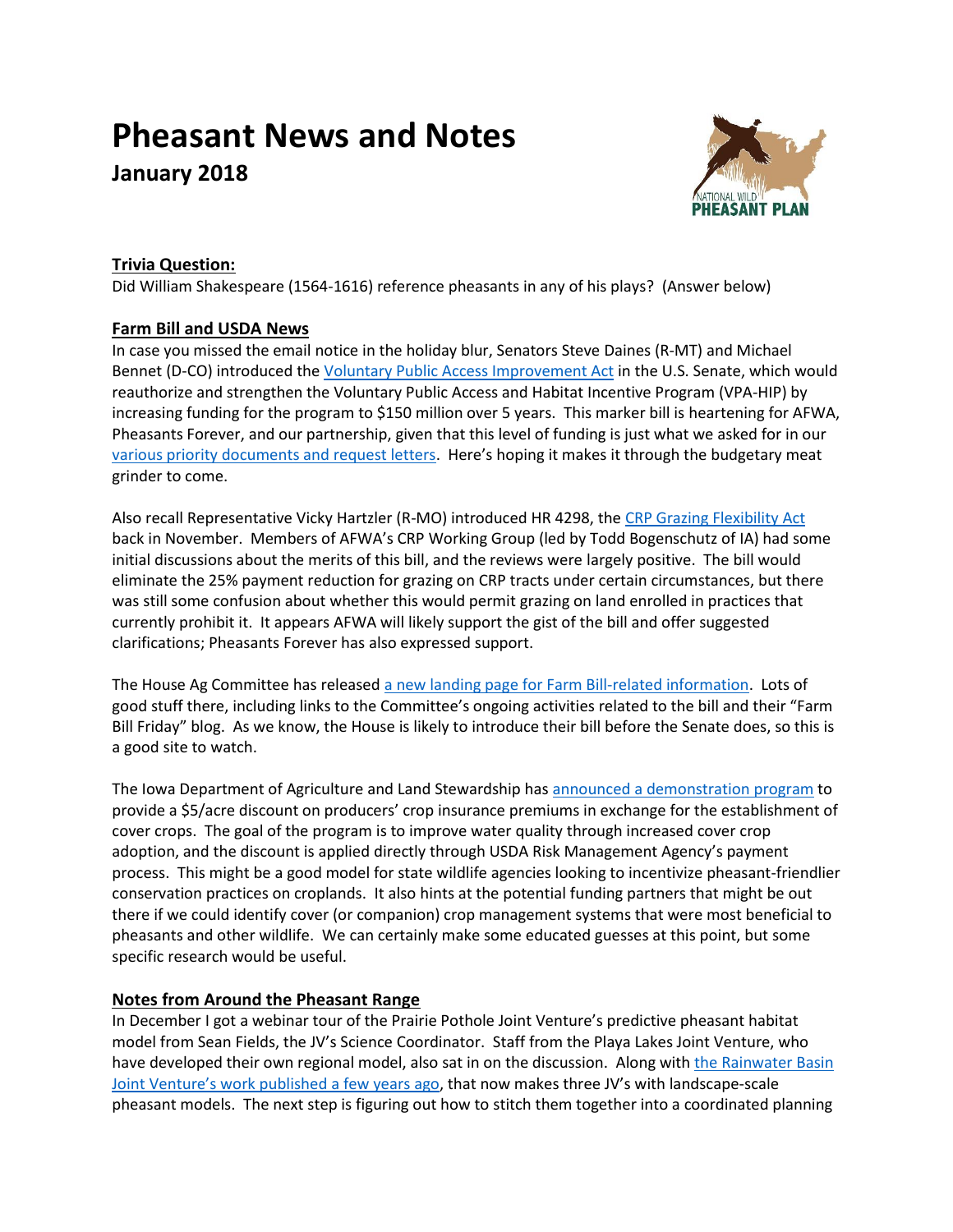# Pheasant News and Notes

## January 2018

### Trivia Question:

Did William Shakespeare (1564-1616) reference pheasants in any of his plays? (Answer below)

### Farm Bill and USDA News

In case you missed the email notice in the holiday blur, Senators Steve Daines (R-MT) and Michael Bennet (D-CO) introduced the Voluntary Public Access Improvement Act in the U.S. Senate, which would reauthorize and strengthen the Voluntary Public Access and Habitat Incentive Program (VPA-HIP) by increasing funding for the program to $150 million over 5 years. This marker bill is heartening for AFWA, Pheasants Forever, and our partnership, given that this level of funding is just what we asked for in our various priority documents and request letters. Here's hoping it makes it through the budgetary meat grinder to come.

Also recall Representative Vicky Hartzler (R-MO) introduced HR 4298, the CRP Grazing Flexibility Act back in November. Members of AFWA's CRP Working Group (led by Todd Bogenschutz of IA) had some initial discussions about the merits of this bill, and the reviews were largely positive. The bill would eliminate the 25% payment reduction for grazing on CRP tracts under certain circumstances, but there was still some confusion about whether this would permit grazing on land enrolled in practices that currently prohibit it. It appears AFWA will likely support the gist of the bill and offer suggested clarifications; Pheasants Forever has also expressed support.

The House Ag Committee has released a new landing page for Farm Bill-related information. Lots of good stuff there, including links to the Committee's ongoing activities related to the bill and their "Farm Bill Friday" blog. As we know, the House is likely to introduce their bill before the Senate does, so this is a good site to watch.

The Iowa Department of Agriculture and Land Stewardship has announced a demonstration program to provide a $5/acre discount on producers' crop insurance premiums in exchange for the establishment of cover crops. The goal of the program is to improve water quality through increased cover crop adoption, and the discount is applied directly through USDA Risk Management Agency's payment process. This might be a good model for state wildlife agencies looking to incentivize pheasant-friendlier conservation practices on croplands. It also hints at the potential funding partners that might be out there if we could identify cover (or companion) crop management systems that were most beneficial to pheasants and other wildlife. We can certainly make some educated guesses at this point, but some specific research would be useful.

### Notes from Around the Pheasant Range

In December I got a webinar tour of the Prairie Pothole Joint Venture's predictive pheasant habitat model from Sean Fields, the JV's Science Coordinator. Staff from the Playa Lakes Joint Venture, who have developed their own regional model, also sat in on the discussion. Along with the Rainwater Basin Joint Venture's work published a few years ago, that now makes three JV's with landscape-scale pheasant models. The next step is figuring out how to stitch them together into a coordinated planning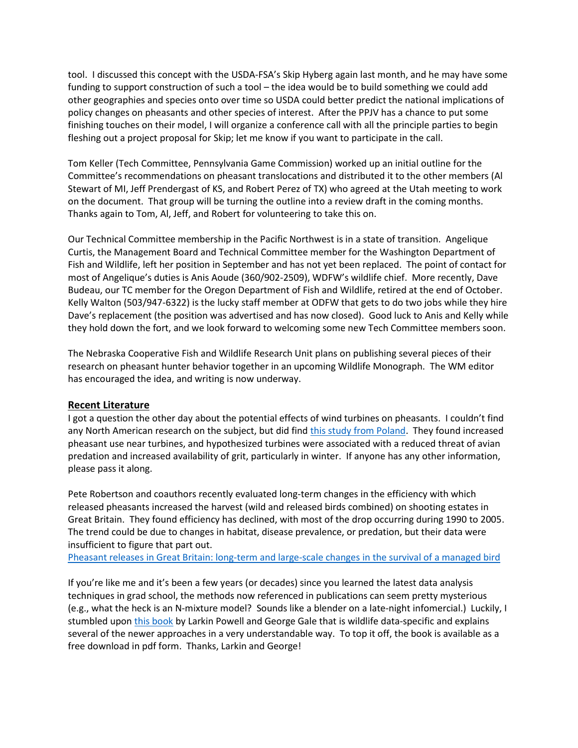tool. I discussed this concept with the USDA-FSA's Skip Hyberg again last month, and he may have some funding to support construction of such a tool – the idea would be to build something we could add other geographies and species onto over time so USDA could better predict the national implications of policy changes on pheasants and other species of interest. After the PPJV has a chance to put some finishing touches on their model, I will organize a conference call with all the principle parties to begin fleshing out a project proposal for Skip; let me know if you want to participate in the call.

Tom Keller (Tech Committee, Pennsylvania Game Commission) worked up an initial outline for the Committee's recommendations on pheasant translocations and distributed it to the other members (Al Stewart of MI, Jeff Prendergast of KS, and Robert Perez of TX) who agreed at the Utah meeting to work on the document. That group will be turning the outline into a review draft in the coming months. Thanks again to Tom, Al, Jeff, and Robert for volunteering to take this on.

Our Technical Committee membership in the Pacific Northwest is in a state of transition. Angelique Curtis, the Management Board and Technical Committee member for the Washington Department of Fish and Wildlife, left her position in September and has not yet been replaced. The point of contact for most of Angelique's duties is Anis Aoude (360/902-2509), WDFW's wildlife chief. More recently, Dave Budeau, our TC member for the Oregon Department of Fish and Wildlife, retired at the end of October. Kelly Walton (503/947-6322) is the lucky staff member at ODFW that gets to do two jobs while they hire Dave's replacement (the position was advertised and has now closed). Good luck to Anis and Kelly while they hold down the fort, and we look forward to welcoming some new Tech Committee members soon.

The Nebraska Cooperative Fish and Wildlife Research Unit plans on publishing several pieces of their research on pheasant hunter behavior together in an upcoming Wildlife Monograph. The WM editor has encouraged the idea, and writing is now underway.

## Recent Literature

I got a question the other day about the potential effects of wind turbines on pheasants. I couldn't find any North American research on the subject, but did find this study from Poland. They found increased pheasant use near turbines, and hypothesized turbines were associated with a reduced threat of avian predation and increased availability of grit, particularly in winter. If anyone has any other information, please pass it along.

Pete Robertson and coauthors recently evaluated long-term changes in the efficiency with which released pheasants increased the harvest (wild and released birds combined) on shooting estates in Great Britain. They found efficiency has declined, with most of the drop occurring during 1990 to 2005. The trend could be due to changes in habitat, disease prevalence, or predation, but their data were insufficient to figure that part out.
Pheasant releases in Great Britain: long-term and large-scale changes in the survival of a managed bird

If you're like me and it's been a few years (or decades) since you learned the latest data analysis techniques in grad school, the methods now referenced in publications can seem pretty mysterious (e.g., what the heck is an N-mixture model? Sounds like a blender on a late-night infomercial.) Luckily, I stumbled upon this book by Larkin Powell and George Gale that is wildlife data-specific and explains several of the newer approaches in a very understandable way. To top it off, the book is available as a free download in pdf form. Thanks, Larkin and George!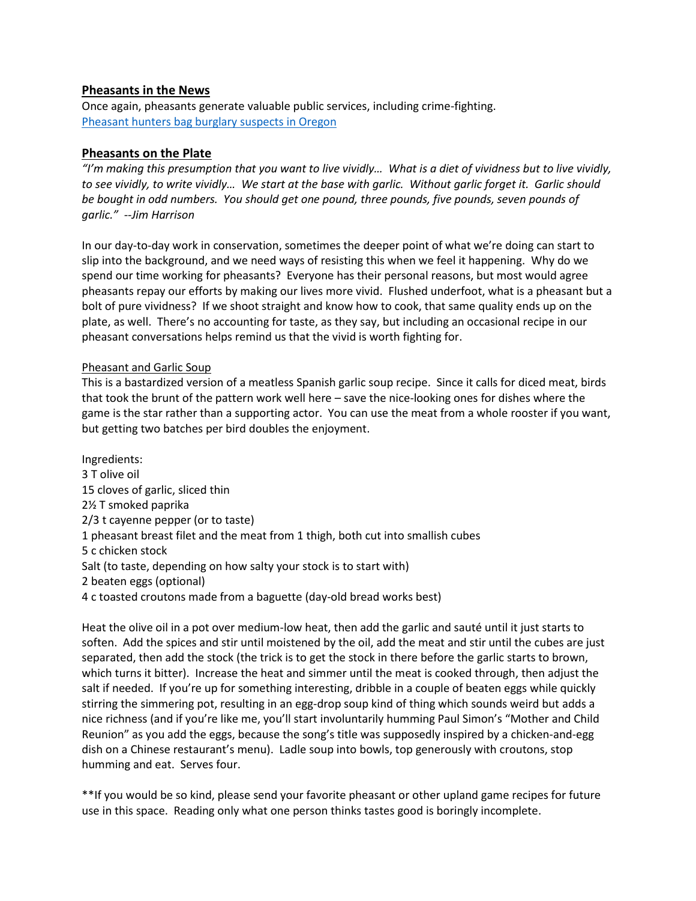## Pheasants in the News

Once again, pheasants generate valuable public services, including crime-fighting.
[Pheasant hunters bag burglary suspects in Oregon]

## Pheasants on the Plate

*"I'm making this presumption that you want to live vividly… What is a diet of vividness but to live vividly, to see vividly, to write vividly… We start at the base with garlic. Without garlic forget it. Garlic should be bought in odd numbers. You should get one pound, three pounds, five pounds, seven pounds of garlic." --Jim Harrison*

In our day-to-day work in conservation, sometimes the deeper point of what we're doing can start to slip into the background, and we need ways of resisting this when we feel it happening. Why do we spend our time working for pheasants? Everyone has their personal reasons, but most would agree pheasants repay our efforts by making our lives more vivid. Flushed underfoot, what is a pheasant but a bolt of pure vividness? If we shoot straight and know how to cook, that same quality ends up on the plate, as well. There's no accounting for taste, as they say, but including an occasional recipe in our pheasant conversations helps remind us that the vivid is worth fighting for.

### Pheasant and Garlic Soup

This is a bastardized version of a meatless Spanish garlic soup recipe. Since it calls for diced meat, birds that took the brunt of the pattern work well here – save the nice-looking ones for dishes where the game is the star rather than a supporting actor. You can use the meat from a whole rooster if you want, but getting two batches per bird doubles the enjoyment.

Ingredients:
3 T olive oil
15 cloves of garlic, sliced thin
2½ T smoked paprika
2/3 t cayenne pepper (or to taste)
1 pheasant breast filet and the meat from 1 thigh, both cut into smallish cubes
5 c chicken stock
Salt (to taste, depending on how salty your stock is to start with)
2 beaten eggs (optional)
4 c toasted croutons made from a baguette (day-old bread works best)

Heat the olive oil in a pot over medium-low heat, then add the garlic and sauté until it just starts to soften. Add the spices and stir until moistened by the oil, add the meat and stir until the cubes are just separated, then add the stock (the trick is to get the stock in there before the garlic starts to brown, which turns it bitter). Increase the heat and simmer until the meat is cooked through, then adjust the salt if needed. If you're up for something interesting, dribble in a couple of beaten eggs while quickly stirring the simmering pot, resulting in an egg-drop soup kind of thing which sounds weird but adds a nice richness (and if you're like me, you'll start involuntarily humming Paul Simon's "Mother and Child Reunion" as you add the eggs, because the song's title was supposedly inspired by a chicken-and-egg dish on a Chinese restaurant's menu). Ladle soup into bowls, top generously with croutons, stop humming and eat. Serves four.

**If you would be so kind, please send your favorite pheasant or other upland game recipes for future use in this space. Reading only what one person thinks tastes good is boringly incomplete.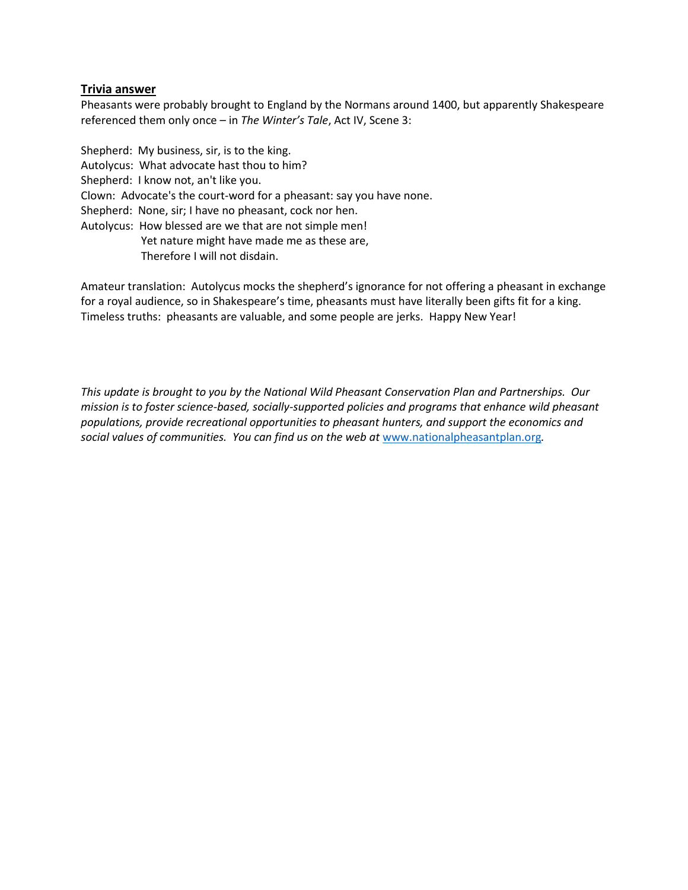## Trivia answer

Pheasants were probably brought to England by the Normans around 1400, but apparently Shakespeare referenced them only once – in *The Winter's Tale*, Act IV, Scene 3:

Shepherd: My business, sir, is to the king.  
Autolycus: What advocate hast thou to him?  
Shepherd: I know not, an't like you.  
Clown: Advocate's the court-word for a pheasant: say you have none.  
Shepherd: None, sir; I have no pheasant, cock nor hen.  
Autolycus: How blessed are we that are not simple men!  
Yet nature might have made me as these are,  
Therefore I will not disdain.

Amateur translation: Autolycus mocks the shepherd's ignorance for not offering a pheasant in exchange for a royal audience, so in Shakespeare's time, pheasants must have literally been gifts fit for a king. Timeless truths: pheasants are valuable, and some people are jerks. Happy New Year!

*This update is brought to you by the National Wild Pheasant Conservation Plan and Partnerships. Our mission is to foster science-based, socially-supported policies and programs that enhance wild pheasant populations, provide recreational opportunities to pheasant hunters, and support the economics and social values of communities. You can find us on the web at* [www.nationalpheasantplan.org](http://www.nationalpheasantplan.org)*.*